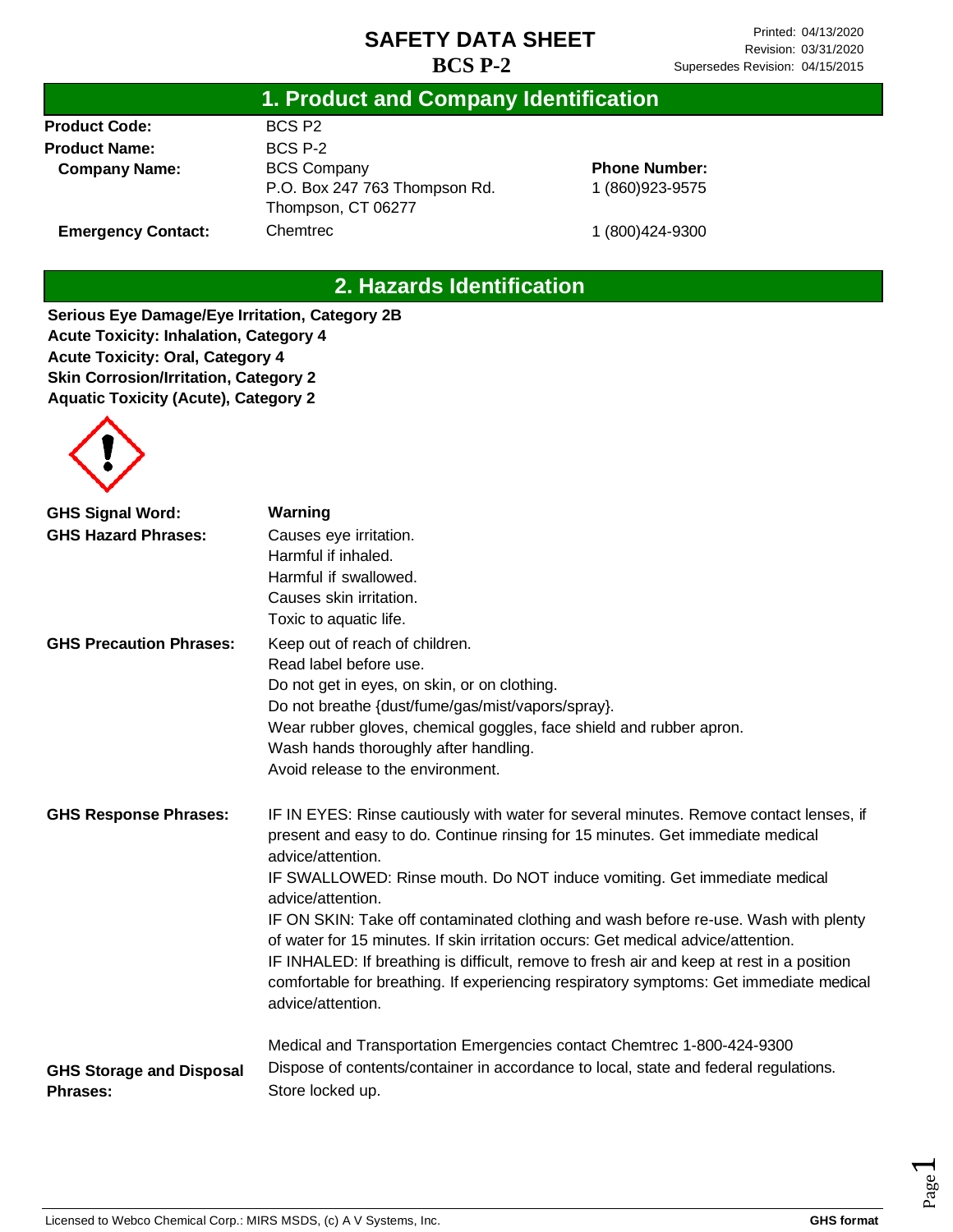# SAFETY DATA SHEET

## BCS P-2

Printed: 04/13/2020
Revision: 03/31/2020
Supersedes Revision: 04/15/2015

## 1. Product and Company Identification

| | | |
|---|---|---|
| **Product Code:** | BCS P2 | |
| **Product Name:** | BCS P-2 | |
| **Company Name:** | BCS Company<br>P.O. Box 247 763 Thompson Rd.<br>Thompson, CT 06277 | **Phone Number:**<br>1 (860)923-9575 |
| **Emergency Contact:** | Chemtrec | 1 (800)424-9300 |

## 2. Hazards Identification

**Serious Eye Damage/Eye Irritation, Category 2B**
**Acute Toxicity: Inhalation, Category 4**
**Acute Toxicity: Oral, Category 4**
**Skin Corrosion/Irritation, Category 2**
**Aquatic Toxicity (Acute), Category 2**

**GHS Signal Word:** **Warning**

**GHS Hazard Phrases:**
Causes eye irritation.
Harmful if inhaled.
Harmful if swallowed.
Causes skin irritation.
Toxic to aquatic life.

**GHS Precaution Phrases:**
Keep out of reach of children.
Read label before use.
Do not get in eyes, on skin, or on clothing.
Do not breathe {dust/fume/gas/mist/vapors/spray}.
Wear rubber gloves, chemical goggles, face shield and rubber apron.
Wash hands thoroughly after handling.
Avoid release to the environment.

**GHS Response Phrases:**
IF IN EYES: Rinse cautiously with water for several minutes. Remove contact lenses, if present and easy to do. Continue rinsing for 15 minutes. Get immediate medical advice/attention.
IF SWALLOWED: Rinse mouth. Do NOT induce vomiting. Get immediate medical advice/attention.
IF ON SKIN: Take off contaminated clothing and wash before re-use. Wash with plenty of water for 15 minutes. If skin irritation occurs: Get medical advice/attention.
IF INHALED: If breathing is difficult, remove to fresh air and keep at rest in a position comfortable for breathing. If experiencing respiratory symptoms: Get immediate medical advice/attention.

Medical and Transportation Emergencies contact Chemtrec 1-800-424-9300

**GHS Storage and Disposal Phrases:**
Dispose of contents/container in accordance to local, state and federal regulations.
Store locked up.

Licensed to Webco Chemical Corp.: MIRS MSDS, (c) A V Systems, Inc. — **GHS format**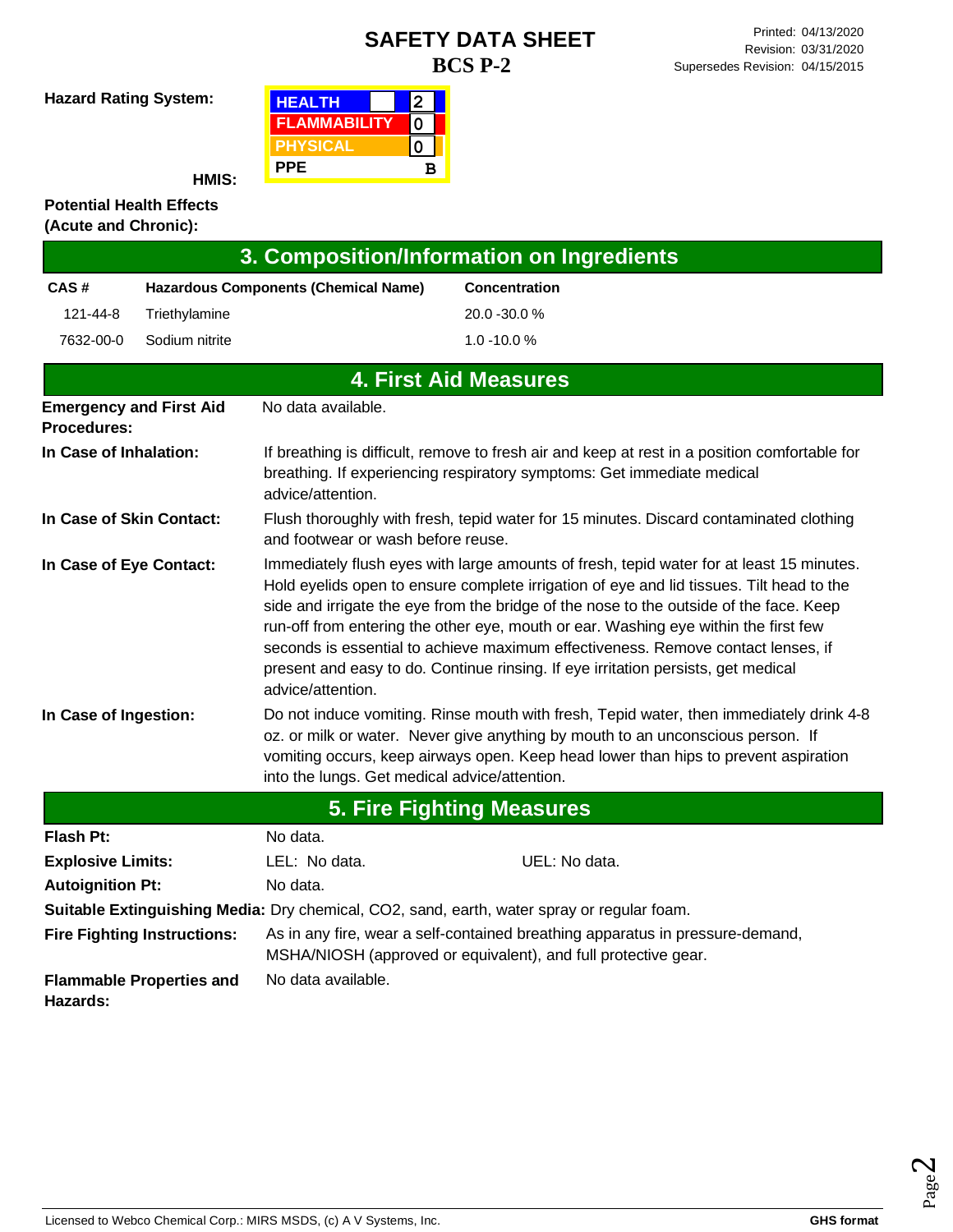# SAFETY DATA SHEET

## BCS P-2

Printed: 04/13/2020
Revision: 03/31/2020
Supersedes Revision: 04/15/2015

**Hazard Rating System:**

**HMIS:**

| HMIS | |
|---|---|
| HEALTH | 2 |
| FLAMMABILITY | 0 |
| PHYSICAL | 0 |
| PPE | B |

**Potential Health Effects (Acute and Chronic):**

## 3. Composition/Information on Ingredients

| CAS # | Hazardous Components (Chemical Name) | Concentration |
|---|---|---|
| 121-44-8 | Triethylamine | 20.0 -30.0 % |
| 7632-00-0 | Sodium nitrite | 1.0 -10.0 % |

## 4. First Aid Measures

**Emergency and First Aid Procedures:** No data available.

**In Case of Inhalation:** If breathing is difficult, remove to fresh air and keep at rest in a position comfortable for breathing. If experiencing respiratory symptoms: Get immediate medical advice/attention.

**In Case of Skin Contact:** Flush thoroughly with fresh, tepid water for 15 minutes. Discard contaminated clothing and footwear or wash before reuse.

**In Case of Eye Contact:** Immediately flush eyes with large amounts of fresh, tepid water for at least 15 minutes. Hold eyelids open to ensure complete irrigation of eye and lid tissues. Tilt head to the side and irrigate the eye from the bridge of the nose to the outside of the face. Keep run-off from entering the other eye, mouth or ear. Washing eye within the first few seconds is essential to achieve maximum effectiveness. Remove contact lenses, if present and easy to do. Continue rinsing. If eye irritation persists, get medical advice/attention.

**In Case of Ingestion:** Do not induce vomiting. Rinse mouth with fresh, Tepid water, then immediately drink 4-8 oz. or milk or water. Never give anything by mouth to an unconscious person. If vomiting occurs, keep airways open. Keep head lower than hips to prevent aspiration into the lungs. Get medical advice/attention.

## 5. Fire Fighting Measures

**Flash Pt:** No data.

**Explosive Limits:** LEL: No data. UEL: No data.

**Autoignition Pt:** No data.

**Suitable Extinguishing Media:** Dry chemical, CO2, sand, earth, water spray or regular foam.

**Fire Fighting Instructions:** As in any fire, wear a self-contained breathing apparatus in pressure-demand, MSHA/NIOSH (approved or equivalent), and full protective gear.

**Flammable Properties and Hazards:** No data available.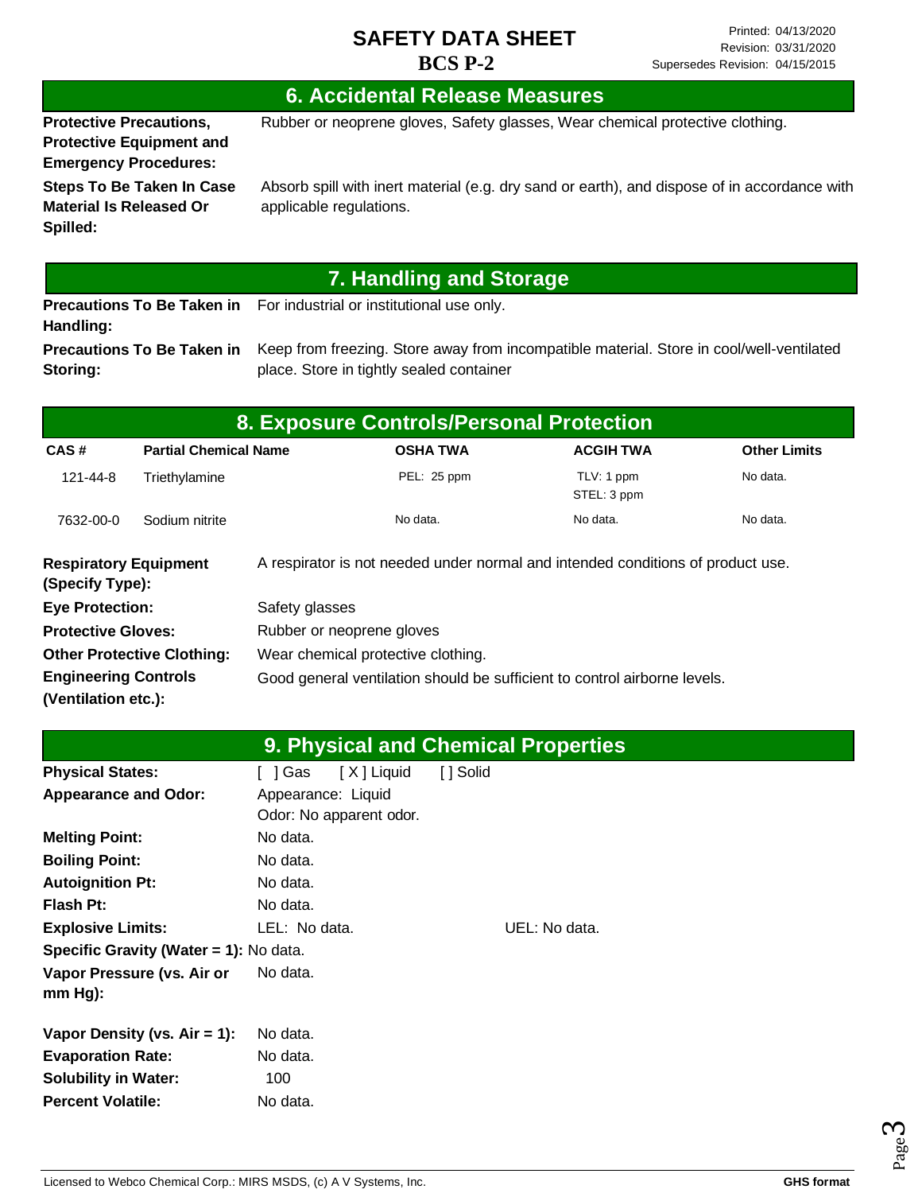# SAFETY DATA SHEET

**BCS P-2**

Printed: 04/13/2020
Revision: 03/31/2020
Supersedes Revision: 04/15/2015

## 6. Accidental Release Measures

**Protective Precautions, Protective Equipment and Emergency Procedures:** Rubber or neoprene gloves, Safety glasses, Wear chemical protective clothing.

**Steps To Be Taken In Case Material Is Released Or Spilled:** Absorb spill with inert material (e.g. dry sand or earth), and dispose of in accordance with applicable regulations.

## 7. Handling and Storage

**Precautions To Be Taken in Handling:** For industrial or institutional use only.

**Precautions To Be Taken in Storing:** Keep from freezing. Store away from incompatible material. Store in cool/well-ventilated place. Store in tightly sealed container

## 8. Exposure Controls/Personal Protection

| CAS # | Partial Chemical Name | OSHA TWA | ACGIH TWA | Other Limits |
|---|---|---|---|---|
| 121-44-8 | Triethylamine | PEL: 25 ppm | TLV: 1 ppm<br>STEL: 3 ppm | No data. |
| 7632-00-0 | Sodium nitrite | No data. | No data. | No data. |

**Respiratory Equipment (Specify Type):** A respirator is not needed under normal and intended conditions of product use.

**Eye Protection:** Safety glasses

**Protective Gloves:** Rubber or neoprene gloves

**Other Protective Clothing:** Wear chemical protective clothing.

**Engineering Controls (Ventilation etc.):** Good general ventilation should be sufficient to control airborne levels.

## 9. Physical and Chemical Properties

**Physical States:** [ ] Gas [ X ] Liquid [ ] Solid

**Appearance and Odor:** Appearance: Liquid
Odor: No apparent odor.

**Melting Point:** No data.

**Boiling Point:** No data.

**Autoignition Pt:** No data.

**Flash Pt:** No data.

**Explosive Limits:** LEL: No data. UEL: No data.

**Specific Gravity (Water = 1):** No data.

**Vapor Pressure (vs. Air or mm Hg):** No data.

**Vapor Density (vs. Air = 1):** No data.

**Evaporation Rate:** No data.

**Solubility in Water:** 100

**Percent Volatile:** No data.

Licensed to Webco Chemical Corp.: MIRS MSDS, (c) A V Systems, Inc. GHS format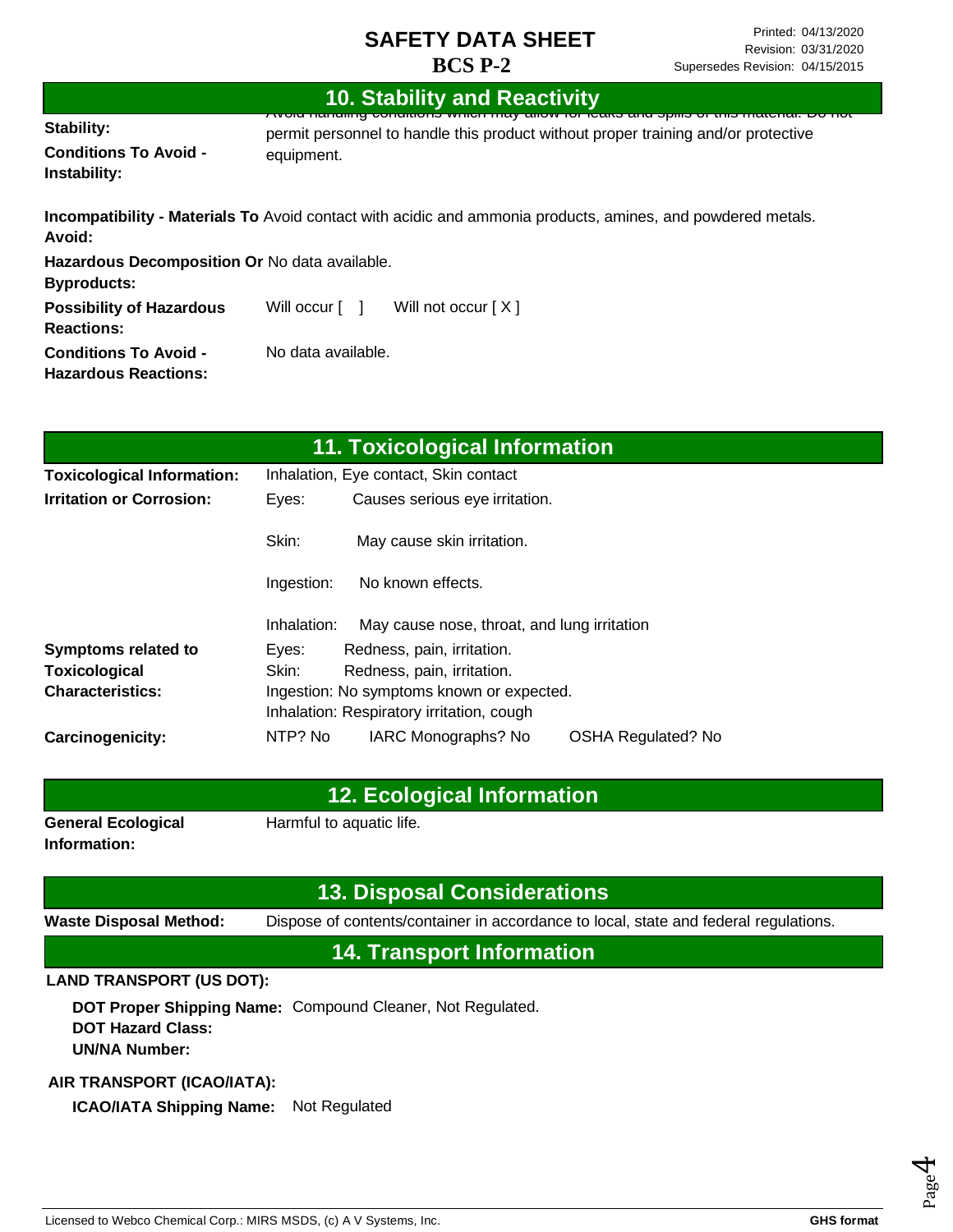## 10. Stability and Reactivity

**Stability:**

**Conditions To Avoid - Instability:** Avoid handling conditions which may allow for leaks and spills of this material. Do not permit personnel to handle this product without proper training and/or protective equipment.

**Incompatibility - Materials To Avoid:** Avoid contact with acidic and ammonia products, amines, and powdered metals.

**Hazardous Decomposition Or Byproducts:** No data available.

**Possibility of Hazardous Reactions:** Will occur [ ] Will not occur [ X ]

**Conditions To Avoid - Hazardous Reactions:** No data available.

## 11. Toxicological Information

**Toxicological Information:** Inhalation, Eye contact, Skin contact

**Irritation or Corrosion:**

- Eyes: Causes serious eye irritation.
- Skin: May cause skin irritation.
- Ingestion: No known effects.
- Inhalation: May cause nose, throat, and lung irritation

**Symptoms related to Toxicological Characteristics:**

- Eyes: Redness, pain, irritation.
- Skin: Redness, pain, irritation.
- Ingestion: No symptoms known or expected.
- Inhalation: Respiratory irritation, cough

**Carcinogenicity:** NTP? No IARC Monographs? No OSHA Regulated? No

## 12. Ecological Information

**General Ecological Information:** Harmful to aquatic life.

## 13. Disposal Considerations

**Waste Disposal Method:** Dispose of contents/container in accordance to local, state and federal regulations.

## 14. Transport Information

**LAND TRANSPORT (US DOT):**

**DOT Proper Shipping Name:** Compound Cleaner, Not Regulated.
**DOT Hazard Class:**
**UN/NA Number:**

**AIR TRANSPORT (ICAO/IATA):**

**ICAO/IATA Shipping Name:** Not Regulated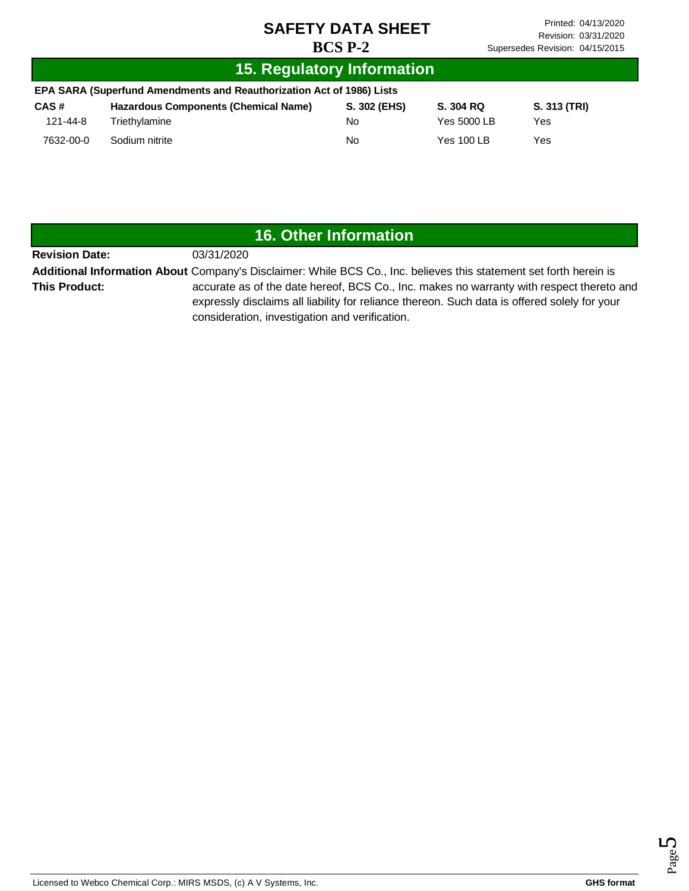## 15. Regulatory Information

**EPA SARA (Superfund Amendments and Reauthorization Act of 1986) Lists**

| CAS # | Hazardous Components (Chemical Name) | S. 302 (EHS) | S. 304 RQ | S. 313 (TRI) |
|---|---|---|---|---|
| 121-44-8 | Triethylamine | No | Yes 5000 LB | Yes |
| 7632-00-0 | Sodium nitrite | No | Yes 100 LB | Yes |

## 16. Other Information

**Revision Date:** 03/31/2020

**Additional Information About This Product:** Company's Disclaimer: While BCS Co., Inc. believes this statement set forth herein is accurate as of the date hereof, BCS Co., Inc. makes no warranty with respect thereto and expressly disclaims all liability for reliance thereon. Such data is offered solely for your consideration, investigation and verification.